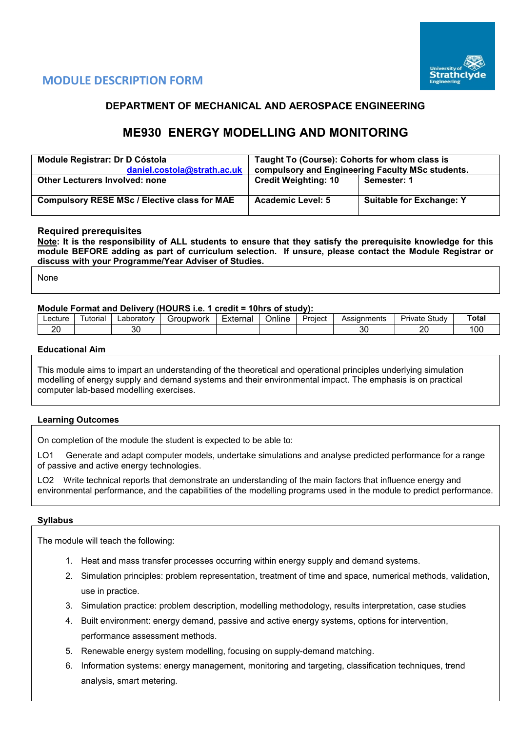## MODULE DESCRIPTION FORM

### DEPARTMENT OF MECHANICAL AND AEROSPACE ENGINEERING

# ME930 ENERGY MODELLING AND MONITORING

| Module Registrar: Dr D Cóstola daniel.costola@strath.ac.uk | Taught To (Course): Cohorts for whom class is compulsory and Engineering Faculty MSc students. | |
|---|---|---|
| Other Lecturers Involved: none | Credit Weighting: 10 | Semester: 1 |
| Compulsory RESE MSc / Elective class for MAE | Academic Level: 5 | Suitable for Exchange: Y |

**Required prerequisites**

**Note: It is the responsibility of ALL students to ensure that they satisfy the prerequisite knowledge for this module BEFORE adding as part of curriculum selection. If unsure, please contact the Module Registrar or discuss with your Programme/Year Adviser of Studies.**

None

**Module Format and Delivery (HOURS i.e. 1 credit = 10hrs of study):**

| Lecture | Tutorial | Laboratory | Groupwork | External | Online | Project | Assignments | Private Study | Total |
|---|---|---|---|---|---|---|---|---|---|
| 20 | | 30 | | | | | 30 | 20 | 100 |

**Educational Aim**

This module aims to impart an understanding of the theoretical and operational principles underlying simulation modelling of energy supply and demand systems and their environmental impact. The emphasis is on practical computer lab-based modelling exercises.

**Learning Outcomes**

On completion of the module the student is expected to be able to:

LO1 Generate and adapt computer models, undertake simulations and analyse predicted performance for a range of passive and active energy technologies.

LO2 Write technical reports that demonstrate an understanding of the main factors that influence energy and environmental performance, and the capabilities of the modelling programs used in the module to predict performance.

**Syllabus**

The module will teach the following:

1. Heat and mass transfer processes occurring within energy supply and demand systems.
2. Simulation principles: problem representation, treatment of time and space, numerical methods, validation, use in practice.
3. Simulation practice: problem description, modelling methodology, results interpretation, case studies
4. Built environment: energy demand, passive and active energy systems, options for intervention, performance assessment methods.
5. Renewable energy system modelling, focusing on supply-demand matching.
6. Information systems: energy management, monitoring and targeting, classification techniques, trend analysis, smart metering.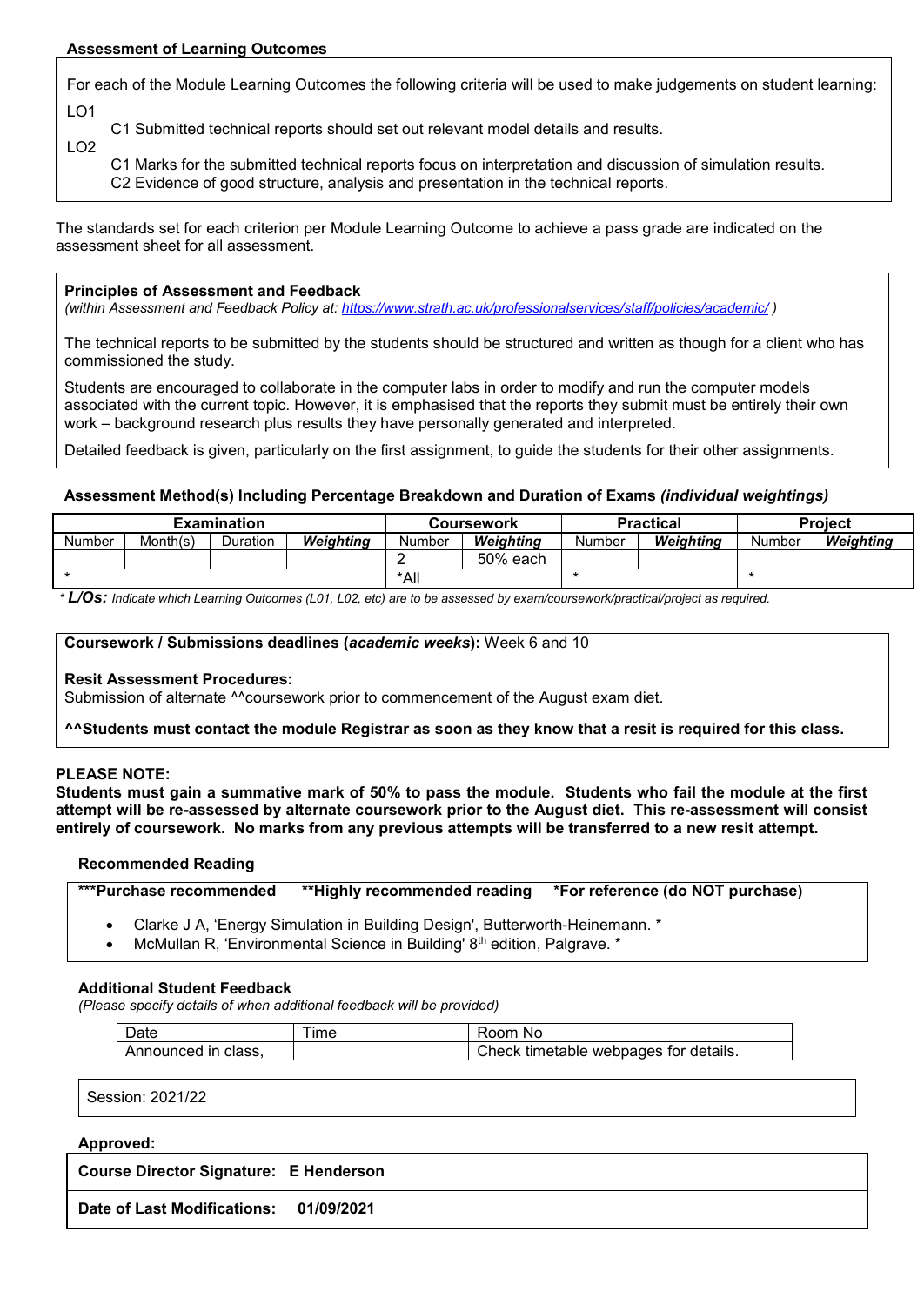### Assessment of Learning Outcomes

For each of the Module Learning Outcomes the following criteria will be used to make judgements on student learning:

LO1

C1 Submitted technical reports should set out relevant model details and results.

LO2

C1 Marks for the submitted technical reports focus on interpretation and discussion of simulation results.
C2 Evidence of good structure, analysis and presentation in the technical reports.

The standards set for each criterion per Module Learning Outcome to achieve a pass grade are indicated on the assessment sheet for all assessment.

**Principles of Assessment and Feedback**
*(within Assessment and Feedback Policy at: https://www.strath.ac.uk/professionalservices/staff/policies/academic/ )*

The technical reports to be submitted by the students should be structured and written as though for a client who has commissioned the study.

Students are encouraged to collaborate in the computer labs in order to modify and run the computer models associated with the current topic. However, it is emphasised that the reports they submit must be entirely their own work – background research plus results they have personally generated and interpreted.

Detailed feedback is given, particularly on the first assignment, to guide the students for their other assignments.

**Assessment Method(s) Including Percentage Breakdown and Duration of Exams *(individual weightings)***

| Examination | | | | Coursework | | Practical | | Project | |
|---|---|---|---|---|---|---|---|---|---|
| Number | Month(s) | Duration | ***Weighting*** | Number | ***Weighting*** | Number | ***Weighting*** | Number | ***Weighting*** |
| | | | | 2 | 50% each | | | | |
| * | | | | *All | | * | | * | |

\* ***L/Os:*** *Indicate which Learning Outcomes (L01, L02, etc) are to be assessed by exam/coursework/practical/project as required.*

**Coursework / Submissions deadlines (*academic weeks*):** Week 6 and 10

**Resit Assessment Procedures:**
Submission of alternate ^^coursework prior to commencement of the August exam diet.

**^^Students must contact the module Registrar as soon as they know that a resit is required for this class.**

**PLEASE NOTE:**
**Students must gain a summative mark of 50% to pass the module. Students who fail the module at the first attempt will be re-assessed by alternate coursework prior to the August diet. This re-assessment will consist entirely of coursework. No marks from any previous attempts will be transferred to a new resit attempt.**

### Recommended Reading

**\*\*\*Purchase recommended  \*\*Highly recommended reading  \*For reference (do NOT purchase)**

- Clarke J A, 'Energy Simulation in Building Design', Butterworth-Heinemann. *
- McMullan R, 'Environmental Science in Building' 8th edition, Palgrave. *

### Additional Student Feedback

*(Please specify details of when additional feedback will be provided)*

| Date | Time | Room No |
|---|---|---|
| Announced in class, | | Check timetable webpages for details. |

Session: 2021/22

**Approved:**

**Course Director Signature: E Henderson**

**Date of Last Modifications: 01/09/2021**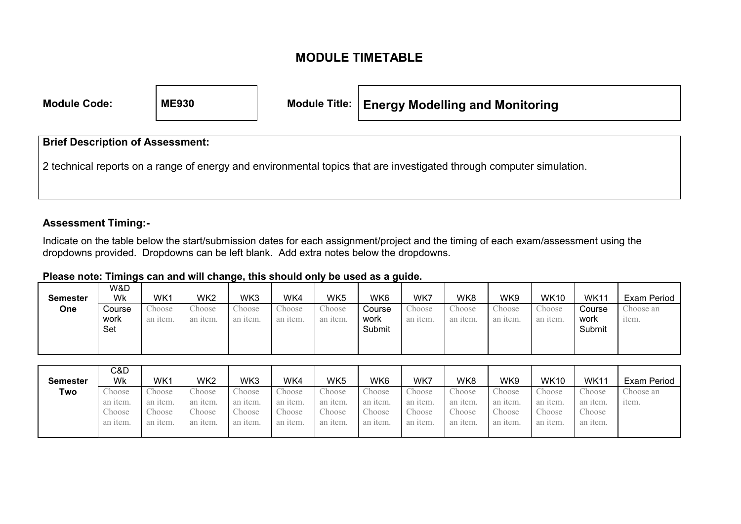# MODULE TIMETABLE

**Module Code:** **ME930**

**Module Title:** **Energy Modelling and Monitoring**

**Brief Description of Assessment:**

2 technical reports on a range of energy and environmental topics that are investigated through computer simulation.

**Assessment Timing:-**

Indicate on the table below the start/submission dates for each assignment/project and the timing of each exam/assessment using the dropdowns provided. Dropdowns can be left blank. Add extra notes below the dropdowns.

**Please note: Timings can and will change, this should only be used as a guide.**

| Semester | W&D Wk | WK1 | WK2 | WK3 | WK4 | WK5 | WK6 | WK7 | WK8 | WK9 | WK10 | WK11 | Exam Period |
|---|---|---|---|---|---|---|---|---|---|---|---|---|---|
| **One** | Course work Set | Choose an item. | Choose an item. | Choose an item. | Choose an item. | Choose an item. | Course work Submit | Choose an item. | Choose an item. | Choose an item. | Choose an item. | Course work Submit | Choose an item. |

| Semester | C&D Wk | WK1 | WK2 | WK3 | WK4 | WK5 | WK6 | WK7 | WK8 | WK9 | WK10 | WK11 | Exam Period |
|---|---|---|---|---|---|---|---|---|---|---|---|---|---|
| **Two** | Choose an item. Choose an item. | Choose an item. Choose an item. | Choose an item. Choose an item. | Choose an item. Choose an item. | Choose an item. Choose an item. | Choose an item. Choose an item. | Choose an item. Choose an item. | Choose an item. Choose an item. | Choose an item. Choose an item. | Choose an item. Choose an item. | Choose an item. Choose an item. | Choose an item. Choose an item. | Choose an item. |